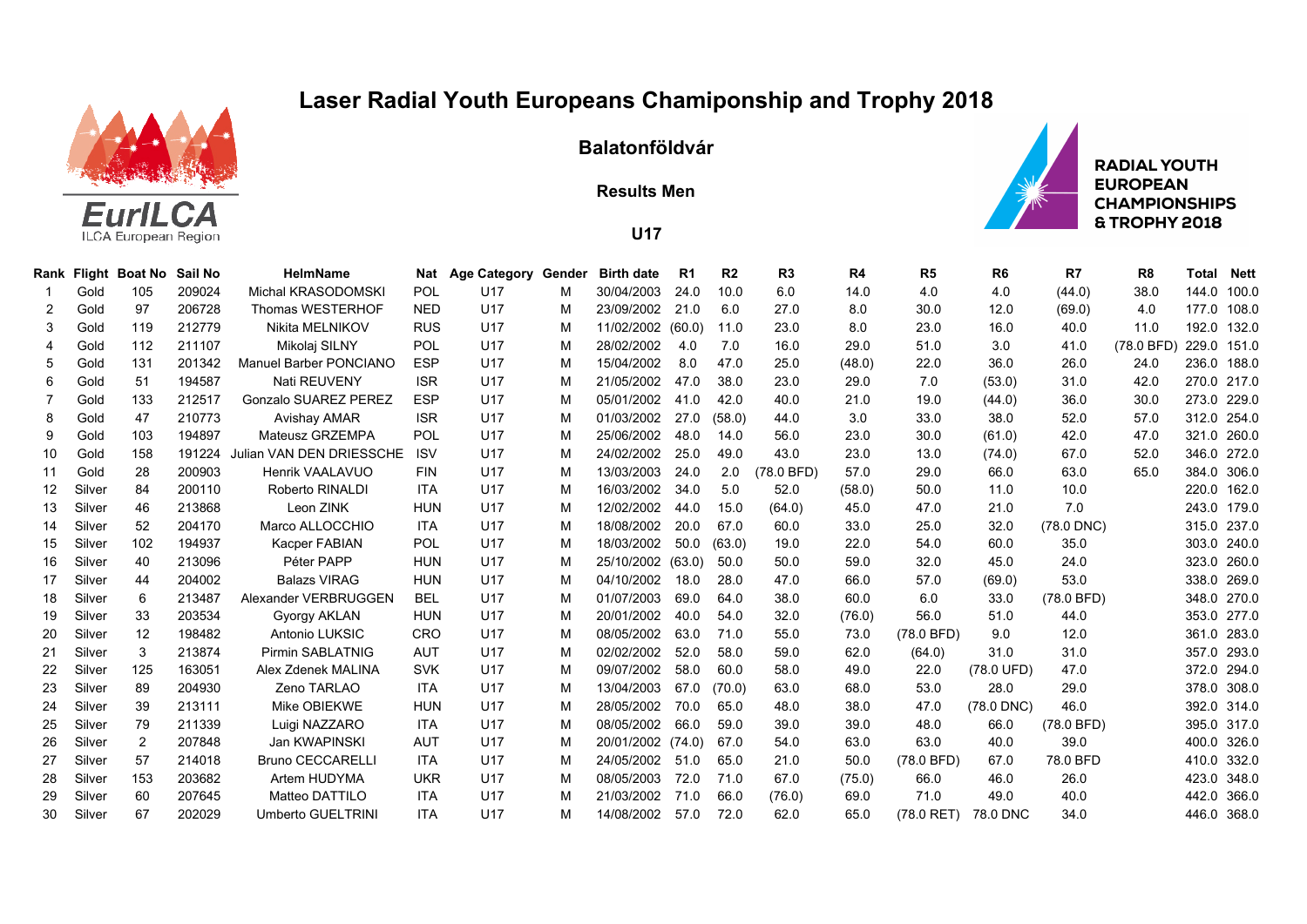# Laser Radial Youth Europeans Championship and Trophy 2018

EurILCA
ILCA European Region

## Balatonföldvár

### Results Men

### U17

RADIAL YOUTH EUROPEAN CHAMPIONSHIPS & TROPHY 2018

| Rank | Flight | Boat No | Sail No | HelmName | Nat | Age Category | Gender | Birth date | R1 | R2 | R3 | R4 | R5 | R6 | R7 | R8 | Total | Nett |
|---|---|---|---|---|---|---|---|---|---|---|---|---|---|---|---|---|---|---|
| 1 | Gold | 105 | 209024 | Michal KRASODOMSKI | POL | U17 | M | 30/04/2003 | 24.0 | 10.0 | 6.0 | 14.0 | 4.0 | 4.0 | (44.0) | 38.0 | 144.0 | 100.0 |
| 2 | Gold | 97 | 206728 | Thomas WESTERHOF | NED | U17 | M | 23/09/2002 | 21.0 | 6.0 | 27.0 | 8.0 | 30.0 | 12.0 | (69.0) | 4.0 | 177.0 | 108.0 |
| 3 | Gold | 119 | 212779 | Nikita MELNIKOV | RUS | U17 | M | 11/02/2002 | (60.0) | 11.0 | 23.0 | 8.0 | 23.0 | 16.0 | 40.0 | 11.0 | 192.0 | 132.0 |
| 4 | Gold | 112 | 211107 | Mikolaj SILNY | POL | U17 | M | 28/02/2002 | 4.0 | 7.0 | 16.0 | 29.0 | 51.0 | 3.0 | 41.0 | (78.0 BFD) | 229.0 | 151.0 |
| 5 | Gold | 131 | 201342 | Manuel Barber PONCIANO | ESP | U17 | M | 15/04/2002 | 8.0 | 47.0 | 25.0 | (48.0) | 22.0 | 36.0 | 26.0 | 24.0 | 236.0 | 188.0 |
| 6 | Gold | 51 | 194587 | Nati REUVENY | ISR | U17 | M | 21/05/2002 | 47.0 | 38.0 | 23.0 | 29.0 | 7.0 | (53.0) | 31.0 | 42.0 | 270.0 | 217.0 |
| 7 | Gold | 133 | 212517 | Gonzalo SUAREZ PEREZ | ESP | U17 | M | 05/01/2002 | 41.0 | 42.0 | 40.0 | 21.0 | 19.0 | (44.0) | 36.0 | 30.0 | 273.0 | 229.0 |
| 8 | Gold | 47 | 210773 | Avishay AMAR | ISR | U17 | M | 01/03/2002 | 27.0 | (58.0) | 44.0 | 3.0 | 33.0 | 38.0 | 52.0 | 57.0 | 312.0 | 254.0 |
| 9 | Gold | 103 | 194897 | Mateusz GRZEMPA | POL | U17 | M | 25/06/2002 | 48.0 | 14.0 | 56.0 | 23.0 | 30.0 | (61.0) | 42.0 | 47.0 | 321.0 | 260.0 |
| 10 | Gold | 158 | 191224 | Julian VAN DEN DRIESSCHE | ISV | U17 | M | 24/02/2002 | 25.0 | 49.0 | 43.0 | 23.0 | 13.0 | (74.0) | 67.0 | 52.0 | 346.0 | 272.0 |
| 11 | Gold | 28 | 200903 | Henrik VAALAVUO | FIN | U17 | M | 13/03/2003 | 24.0 | 2.0 | (78.0 BFD) | 57.0 | 29.0 | 66.0 | 63.0 | 65.0 | 384.0 | 306.0 |
| 12 | Silver | 84 | 200110 | Roberto RINALDI | ITA | U17 | M | 16/03/2002 | 34.0 | 5.0 | 52.0 | (58.0) | 50.0 | 11.0 | 10.0 | | 220.0 | 162.0 |
| 13 | Silver | 46 | 213868 | Leon ZINK | HUN | U17 | M | 12/02/2002 | 44.0 | 15.0 | (64.0) | 45.0 | 47.0 | 21.0 | 7.0 | | 243.0 | 179.0 |
| 14 | Silver | 52 | 204170 | Marco ALLOCCHIO | ITA | U17 | M | 18/08/2002 | 20.0 | 67.0 | 60.0 | 33.0 | 25.0 | 32.0 | (78.0 DNC) | | 315.0 | 237.0 |
| 15 | Silver | 102 | 194937 | Kacper FABIAN | POL | U17 | M | 18/03/2002 | 50.0 | (63.0) | 19.0 | 22.0 | 54.0 | 60.0 | 35.0 | | 303.0 | 240.0 |
| 16 | Silver | 40 | 213096 | Péter PAPP | HUN | U17 | M | 25/10/2002 | (63.0) | 50.0 | 50.0 | 59.0 | 32.0 | 45.0 | 24.0 | | 323.0 | 260.0 |
| 17 | Silver | 44 | 204002 | Balazs VIRAG | HUN | U17 | M | 04/10/2002 | 18.0 | 28.0 | 47.0 | 66.0 | 57.0 | (69.0) | 53.0 | | 338.0 | 269.0 |
| 18 | Silver | 6 | 213487 | Alexander VERBRUGGEN | BEL | U17 | M | 01/07/2003 | 69.0 | 64.0 | 38.0 | 60.0 | 6.0 | 33.0 | (78.0 BFD) | | 348.0 | 270.0 |
| 19 | Silver | 33 | 203534 | Gyorgy AKLAN | HUN | U17 | M | 20/01/2002 | 40.0 | 54.0 | 32.0 | (76.0) | 56.0 | 51.0 | 44.0 | | 353.0 | 277.0 |
| 20 | Silver | 12 | 198482 | Antonio LUKSIC | CRO | U17 | M | 08/05/2002 | 63.0 | 71.0 | 55.0 | 73.0 | (78.0 BFD) | 9.0 | 12.0 | | 361.0 | 283.0 |
| 21 | Silver | 3 | 213874 | Pirmin SABLATNIG | AUT | U17 | M | 02/02/2002 | 52.0 | 58.0 | 59.0 | 62.0 | (64.0) | 31.0 | 31.0 | | 357.0 | 293.0 |
| 22 | Silver | 125 | 163051 | Alex Zdenek MALINA | SVK | U17 | M | 09/07/2002 | 58.0 | 60.0 | 58.0 | 49.0 | 22.0 | (78.0 UFD) | 47.0 | | 372.0 | 294.0 |
| 23 | Silver | 89 | 204930 | Zeno TARLAO | ITA | U17 | M | 13/04/2002 | 67.0 | (70.0) | 63.0 | 68.0 | 53.0 | 28.0 | 29.0 | | 378.0 | 308.0 |
| 24 | Silver | 39 | 213111 | Mike OBIEKWE | HUN | U17 | M | 28/05/2002 | 70.0 | 65.0 | 48.0 | 38.0 | 47.0 | (78.0 DNC) | 46.0 | | 392.0 | 314.0 |
| 25 | Silver | 79 | 211339 | Luigi NAZZARO | ITA | U17 | M | 08/05/2002 | 66.0 | 59.0 | 39.0 | 39.0 | 48.0 | 66.0 | (78.0 BFD) | | 395.0 | 317.0 |
| 26 | Silver | 2 | 207848 | Jan KWAPINSKI | AUT | U17 | M | 20/01/2002 | (74.0) | 67.0 | 54.0 | 63.0 | 63.0 | 40.0 | 39.0 | | 400.0 | 326.0 |
| 27 | Silver | 57 | 214018 | Bruno CECCARELLI | ITA | U17 | M | 24/05/2002 | 51.0 | 65.0 | 21.0 | 50.0 | (78.0 BFD) | 67.0 | 78.0 BFD | | 410.0 | 332.0 |
| 28 | Silver | 153 | 203682 | Artem HUDYMA | UKR | U17 | M | 08/05/2003 | 72.0 | 71.0 | 67.0 | (75.0) | 66.0 | 46.0 | 26.0 | | 423.0 | 348.0 |
| 29 | Silver | 60 | 207645 | Matteo DATTILO | ITA | U17 | M | 21/03/2002 | 71.0 | 66.0 | (76.0) | 69.0 | 71.0 | 49.0 | 40.0 | | 442.0 | 366.0 |
| 30 | Silver | 67 | 202029 | Umberto GUELTRINI | ITA | U17 | M | 14/08/2002 | 57.0 | 72.0 | 62.0 | 65.0 | (78.0 RET) | 78.0 DNC | 34.0 | | 446.0 | 368.0 |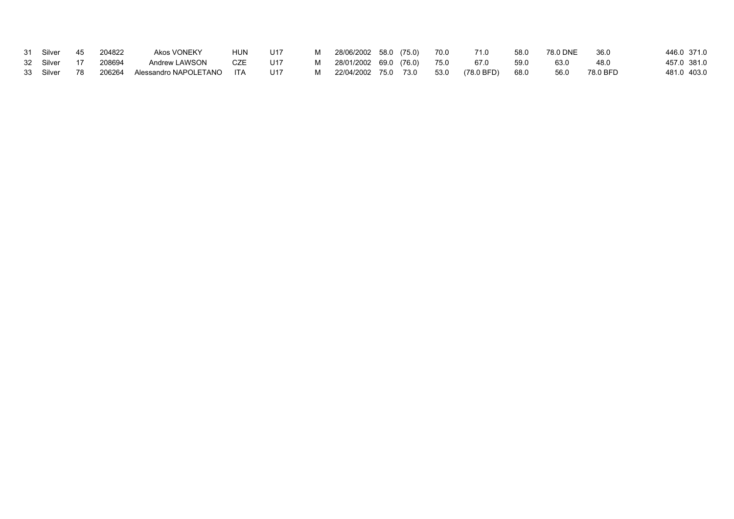| | | | | | | | | | | | | | | | | | | |
|---|---|---|---|---|---|---|---|---|---|---|---|---|---|---|---|---|---|---|
| 31 | Silver | 45 | 204822 | Akos VONEKY | HUN | U17 | M | 28/06/2002 | 58.0 | (75.0) | 70.0 | 71.0 | 58.0 | 78.0 DNE | 36.0 | | 446.0 | 371.0 |
| 32 | Silver | 17 | 208694 | Andrew LAWSON | CZE | U17 | M | 28/01/2002 | 69.0 | (76.0) | 75.0 | 67.0 | 59.0 | 63.0 | 48.0 | | 457.0 | 381.0 |
| 33 | Silver | 78 | 206264 | Alessandro NAPOLETANO | ITA | U17 | M | 22/04/2002 | 75.0 | 73.0 | 53.0 | (78.0 BFD) | 68.0 | 56.0 | 78.0 BFD | | 481.0 | 403.0 |